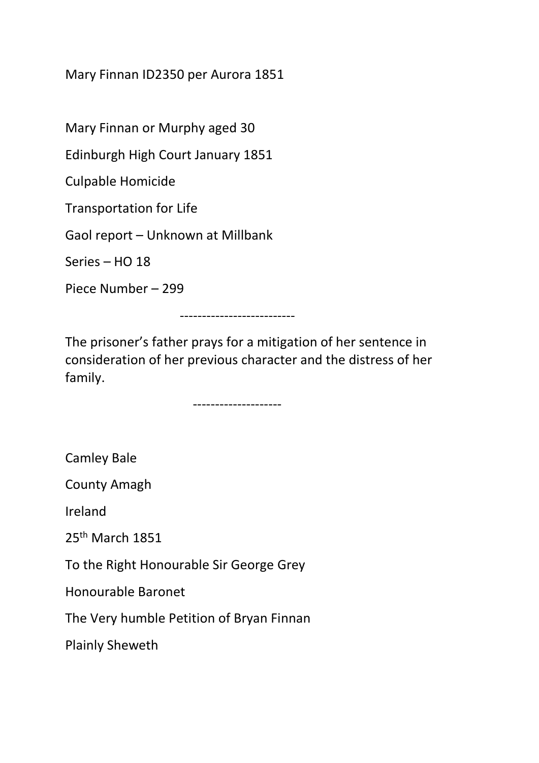Mary Finnan ID2350 per Aurora 1851

Mary Finnan or Murphy aged 30

Edinburgh High Court January 1851

Culpable Homicide

Transportation for Life

Gaol report – Unknown at Millbank

Series – HO 18

Piece Number – 299

--------------------------

The prisoner's father prays for a mitigation of her sentence in consideration of her previous character and the distress of her family.

--------------------

Camley Bale

County Amagh

Ireland

25th March 1851

To the Right Honourable Sir George Grey

Honourable Baronet

The Very humble Petition of Bryan Finnan

Plainly Sheweth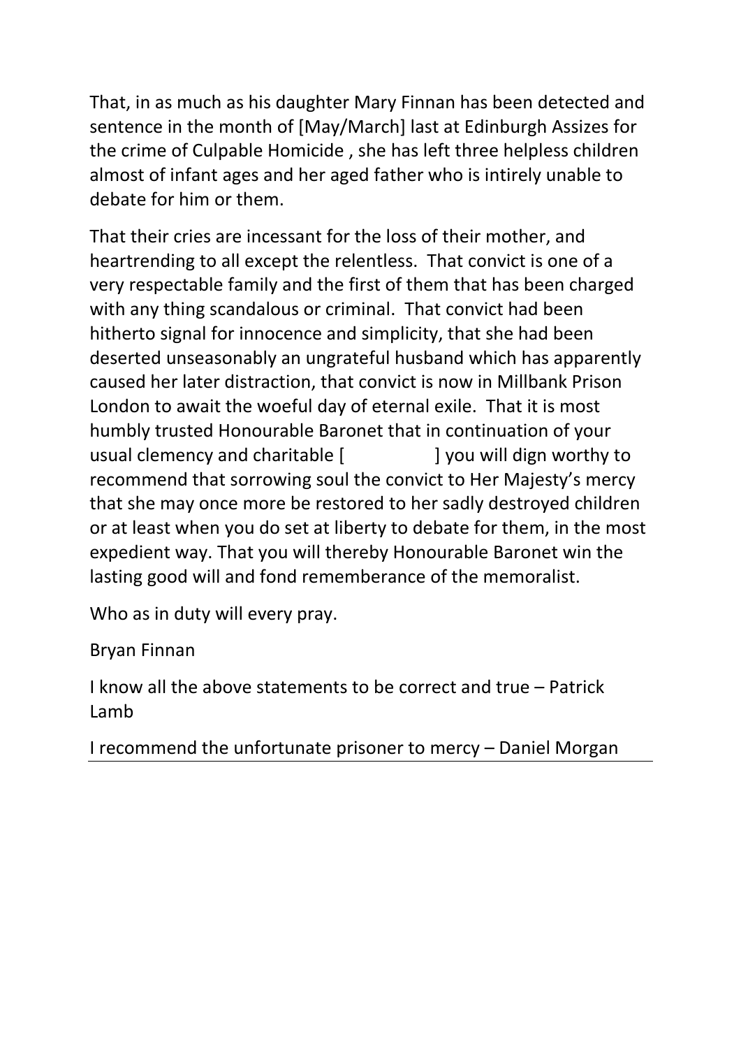That, in as much as his daughter Mary Finnan has been detected and sentence in the month of [May/March] last at Edinburgh Assizes for the crime of Culpable Homicide , she has left three helpless children almost of infant ages and her aged father who is intirely unable to debate for him or them.

That their cries are incessant for the loss of their mother, and heartrending to all except the relentless. That convict is one of a very respectable family and the first of them that has been charged with any thing scandalous or criminal. That convict had been hitherto signal for innocence and simplicity, that she had been deserted unseasonably an ungrateful husband which has apparently caused her later distraction, that convict is now in Millbank Prison London to await the woeful day of eternal exile. That it is most humbly trusted Honourable Baronet that in continuation of your usual clemency and charitable [ ] you will dign worthy to recommend that sorrowing soul the convict to Her Majesty's mercy that she may once more be restored to her sadly destroyed children or at least when you do set at liberty to debate for them, in the most expedient way. That you will thereby Honourable Baronet win the lasting good will and fond rememberance of the memoralist.

Who as in duty will every pray.

Bryan Finnan

I know all the above statements to be correct and true – Patrick Lamb

I recommend the unfortunate prisoner to mercy – Daniel Morgan